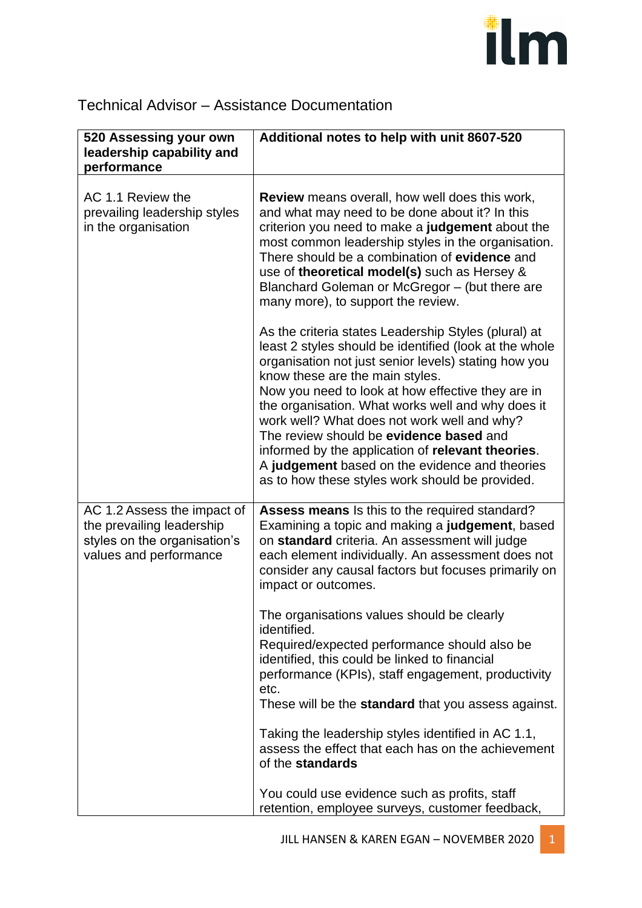# Technical Advisor – Assistance Documentation

| **520 Assessing your own leadership capability and performance** | **Additional notes to help with unit 8607-520** |
| --- | --- |
| AC 1.1 Review the prevailing leadership styles in the organisation | **Review** means overall, how well does this work, and what may need to be done about it? In this criterion you need to make a **judgement** about the most common leadership styles in the organisation. There should be a combination of **evidence** and use of **theoretical model(s)** such as Hersey & Blanchard Goleman or McGregor – (but there are many more), to support the review.<br><br>As the criteria states Leadership Styles (plural) at least 2 styles should be identified (look at the whole organisation not just senior levels) stating how you know these are the main styles.<br>Now you need to look at how effective they are in the organisation. What works well and why does it work well? What does not work well and why?<br>The review should be **evidence based** and informed by the application of **relevant theories**.<br>A **judgement** based on the evidence and theories as to how these styles work should be provided. |
| AC 1.2 Assess the impact of the prevailing leadership styles on the organisation's values and performance | **Assess means** Is this to the required standard? Examining a topic and making a **judgement**, based on **standard** criteria. An assessment will judge each element individually. An assessment does not consider any causal factors but focuses primarily on impact or outcomes.<br><br>The organisations values should be clearly identified.<br>Required/expected performance should also be identified, this could be linked to financial performance (KPIs), staff engagement, productivity etc.<br>These will be the **standard** that you assess against.<br><br>Taking the leadership styles identified in AC 1.1, assess the effect that each has on the achievement of the **standards**<br><br>You could use evidence such as profits, staff retention, employee surveys, customer feedback, |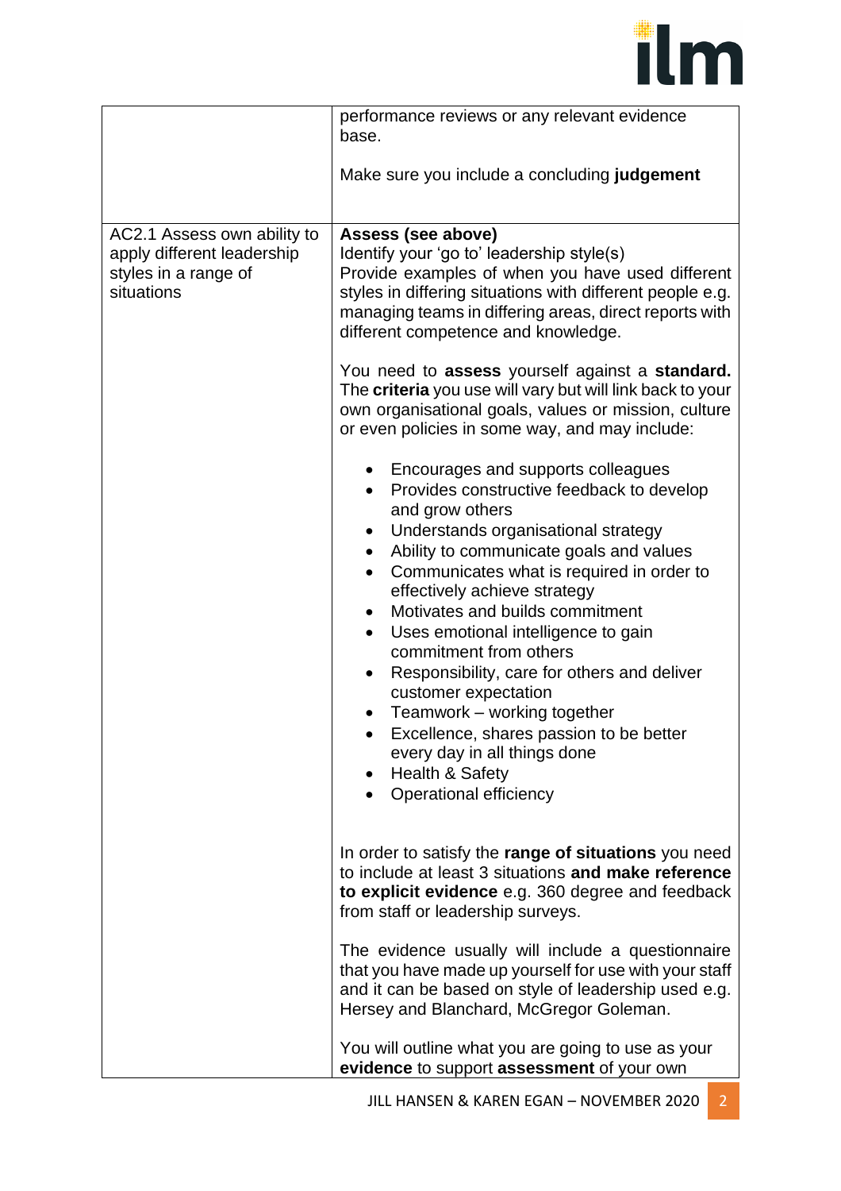| | |
|---|---|
| | performance reviews or any relevant evidence base.<br><br>Make sure you include a concluding **judgement** |
| AC2.1 Assess own ability to apply different leadership styles in a range of situations | **Assess (see above)**<br>Identify your 'go to' leadership style(s)<br>Provide examples of when you have used different styles in differing situations with different people e.g. managing teams in differing areas, direct reports with different competence and knowledge.<br><br>You need to **assess** yourself against a **standard.** The **criteria** you use will vary but will link back to your own organisational goals, values or mission, culture or even policies in some way, and may include:<br><br>• Encourages and supports colleagues<br>• Provides constructive feedback to develop and grow others<br>• Understands organisational strategy<br>• Ability to communicate goals and values<br>• Communicates what is required in order to effectively achieve strategy<br>• Motivates and builds commitment<br>• Uses emotional intelligence to gain commitment from others<br>• Responsibility, care for others and deliver customer expectation<br>• Teamwork – working together<br>• Excellence, shares passion to be better every day in all things done<br>• Health & Safety<br>• Operational efficiency<br><br>In order to satisfy the **range of situations** you need to include at least 3 situations **and make reference to explicit evidence** e.g. 360 degree and feedback from staff or leadership surveys.<br><br>The evidence usually will include a questionnaire that you have made up yourself for use with your staff and it can be based on style of leadership used e.g. Hersey and Blanchard, McGregor Goleman.<br><br>You will outline what you are going to use as your **evidence** to support **assessment** of your own |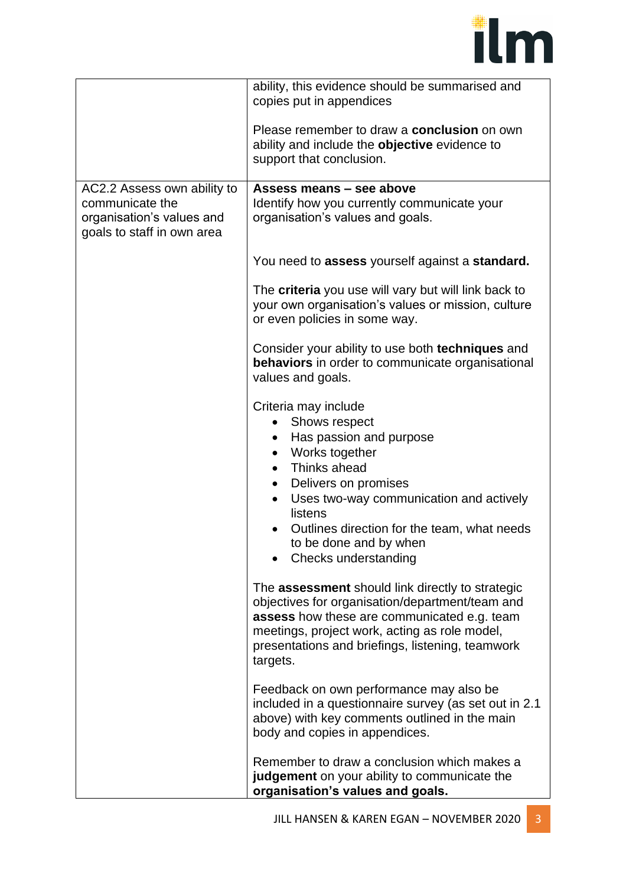| | |
|---|---|
| | ability, this evidence should be summarised and copies put in appendices<br><br>Please remember to draw a **conclusion** on own ability and include the **objective** evidence to support that conclusion. |
| AC2.2 Assess own ability to communicate the organisation's values and goals to staff in own area | **Assess means – see above**<br>Identify how you currently communicate your organisation's values and goals.<br><br>You need to **assess** yourself against a **standard.**<br><br>The **criteria** you use will vary but will link back to your own organisation's values or mission, culture or even policies in some way.<br><br>Consider your ability to use both **techniques** and **behaviors** in order to communicate organisational values and goals.<br><br>Criteria may include<br>• Shows respect<br>• Has passion and purpose<br>• Works together<br>• Thinks ahead<br>• Delivers on promises<br>• Uses two-way communication and actively listens<br>• Outlines direction for the team, what needs to be done and by when<br>• Checks understanding<br><br>The **assessment** should link directly to strategic objectives for organisation/department/team and **assess** how these are communicated e.g. team meetings, project work, acting as role model, presentations and briefings, listening, teamwork targets.<br><br>Feedback on own performance may also be included in a questionnaire survey (as set out in 2.1 above) with key comments outlined in the main body and copies in appendices.<br><br>Remember to draw a conclusion which makes a **judgement** on your ability to communicate the **organisation's values and goals.** |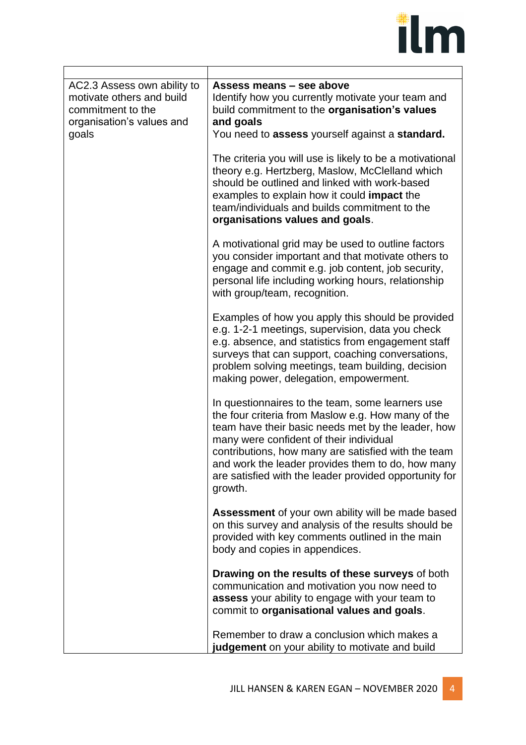| | |
|---|---|
| AC2.3 Assess own ability to motivate others and build commitment to the organisation's values and goals | **Assess means – see above**<br>Identify how you currently motivate your team and build commitment to the **organisation's values and goals**<br>You need to **assess** yourself against a **standard.**<br><br>The criteria you will use is likely to be a motivational theory e.g. Hertzberg, Maslow, McClelland which should be outlined and linked with work-based examples to explain how it could **impact** the team/individuals and builds commitment to the **organisations values and goals**.<br><br>A motivational grid may be used to outline factors you consider important and that motivate others to engage and commit e.g. job content, job security, personal life including working hours, relationship with group/team, recognition.<br><br>Examples of how you apply this should be provided e.g. 1-2-1 meetings, supervision, data you check e.g. absence, and statistics from engagement staff surveys that can support, coaching conversations, problem solving meetings, team building, decision making power, delegation, empowerment.<br><br>In questionnaires to the team, some learners use the four criteria from Maslow e.g. How many of the team have their basic needs met by the leader, how many were confident of their individual contributions, how many are satisfied with the team and work the leader provides them to do, how many are satisfied with the leader provided opportunity for growth.<br><br>**Assessment** of your own ability will be made based on this survey and analysis of the results should be provided with key comments outlined in the main body and copies in appendices.<br><br>**Drawing on the results of these surveys** of both communication and motivation you now need to **assess** your ability to engage with your team to commit to **organisational values and goals**.<br><br>Remember to draw a conclusion which makes a **judgement** on your ability to motivate and build |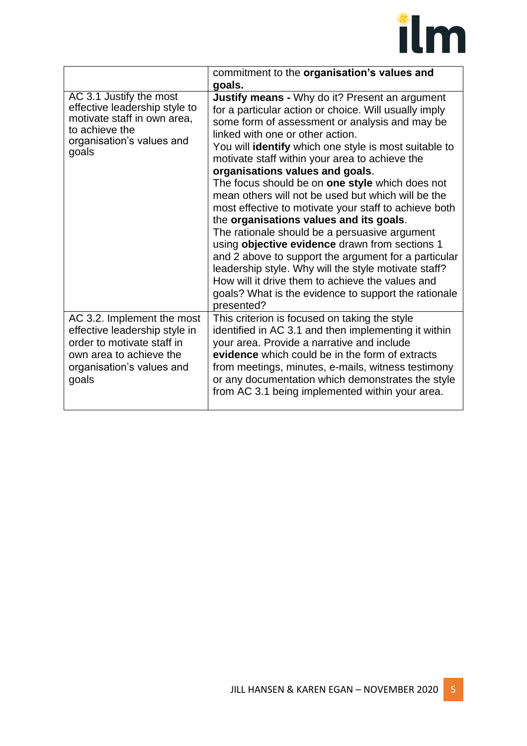| | |
|---|---|
| | commitment to the **organisation's values and goals.** |
| AC 3.1 Justify the most effective leadership style to motivate staff in own area, to achieve the organisation's values and goals | **Justify means -** Why do it? Present an argument for a particular action or choice. Will usually imply some form of assessment or analysis and may be linked with one or other action.<br>You will **identify** which one style is most suitable to motivate staff within your area to achieve the **organisations values and goals**.<br>The focus should be on **one style** which does not mean others will not be used but which will be the most effective to motivate your staff to achieve both the **organisations values and its goals**.<br>The rationale should be a persuasive argument using **objective evidence** drawn from sections 1 and 2 above to support the argument for a particular leadership style. Why will the style motivate staff? How will it drive them to achieve the values and goals? What is the evidence to support the rationale presented? |
| AC 3.2. Implement the most effective leadership style in order to motivate staff in own area to achieve the organisation's values and goals | This criterion is focused on taking the style identified in AC 3.1 and then implementing it within your area. Provide a narrative and include **evidence** which could be in the form of extracts from meetings, minutes, e-mails, witness testimony or any documentation which demonstrates the style from AC 3.1 being implemented within your area. |